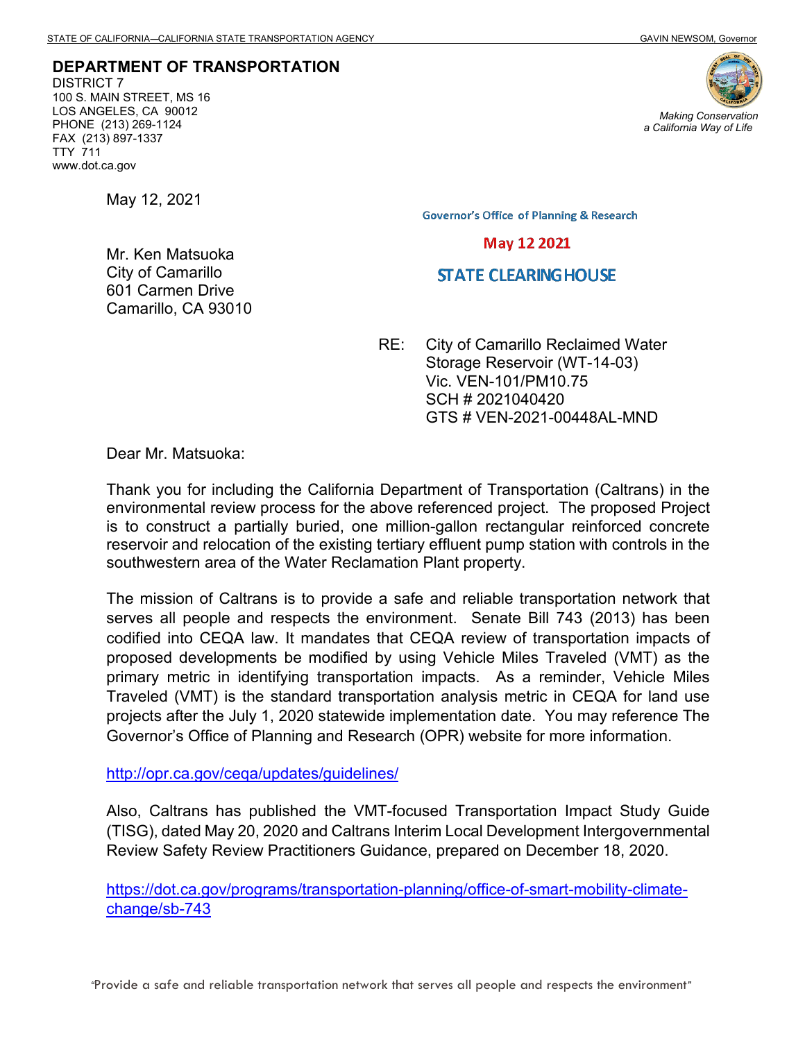STATE OF CALIFORNIA—CALIFORNIA STATE TRANSPORTATION AGENCY GAVIN NEWSOM, Governor

**DEPARTMENT OF TRANSPORTATION**
DISTRICT 7
100 S. MAIN STREET, MS 16
LOS ANGELES, CA 90012
PHONE (213) 269-1124
FAX (213) 897-1337
TTY 711
www.dot.ca.gov

*Making Conservation a California Way of Life*

May 12, 2021

Governor's Office of Planning & Research

May 12 2021

STATE CLEARING HOUSE

Mr. Ken Matsuoka
City of Camarillo
601 Carmen Drive
Camarillo, CA 93010

RE: City of Camarillo Reclaimed Water Storage Reservoir (WT-14-03)
Vic. VEN-101/PM10.75
SCH # 2021040420
GTS # VEN-2021-00448AL-MND

Dear Mr. Matsuoka:

Thank you for including the California Department of Transportation (Caltrans) in the environmental review process for the above referenced project. The proposed Project is to construct a partially buried, one million-gallon rectangular reinforced concrete reservoir and relocation of the existing tertiary effluent pump station with controls in the southwestern area of the Water Reclamation Plant property.

The mission of Caltrans is to provide a safe and reliable transportation network that serves all people and respects the environment. Senate Bill 743 (2013) has been codified into CEQA law. It mandates that CEQA review of transportation impacts of proposed developments be modified by using Vehicle Miles Traveled (VMT) as the primary metric in identifying transportation impacts. As a reminder, Vehicle Miles Traveled (VMT) is the standard transportation analysis metric in CEQA for land use projects after the July 1, 2020 statewide implementation date. You may reference The Governor's Office of Planning and Research (OPR) website for more information.

http://opr.ca.gov/ceqa/updates/guidelines/

Also, Caltrans has published the VMT-focused Transportation Impact Study Guide (TISG), dated May 20, 2020 and Caltrans Interim Local Development Intergovernmental Review Safety Review Practitioners Guidance, prepared on December 18, 2020.

https://dot.ca.gov/programs/transportation-planning/office-of-smart-mobility-climate-change/sb-743

"Provide a safe and reliable transportation network that serves all people and respects the environment"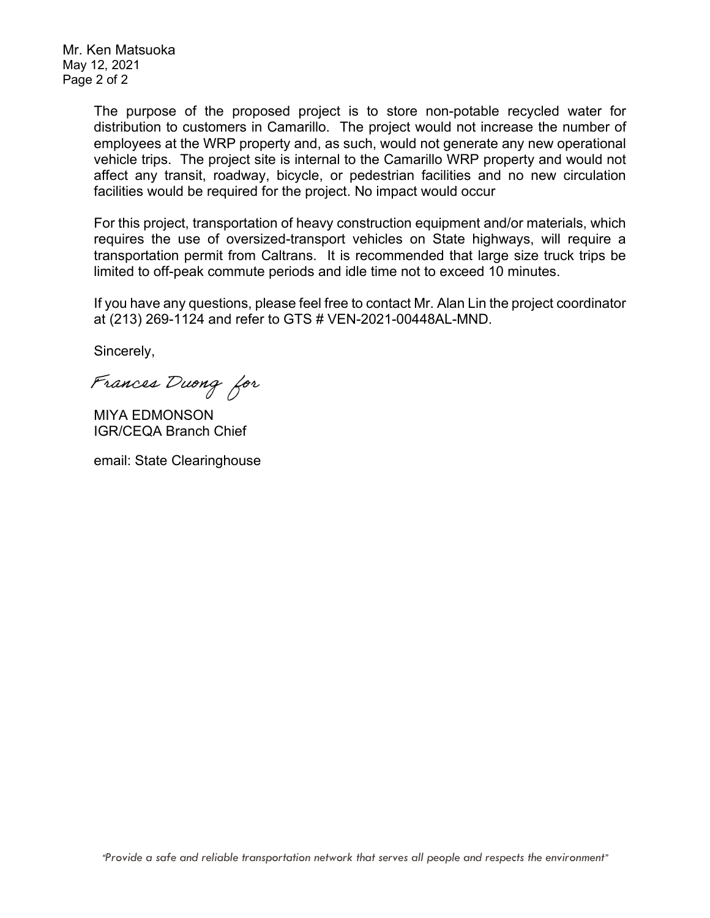The purpose of the proposed project is to store non-potable recycled water for distribution to customers in Camarillo. The project would not increase the number of employees at the WRP property and, as such, would not generate any new operational vehicle trips. The project site is internal to the Camarillo WRP property and would not affect any transit, roadway, bicycle, or pedestrian facilities and no new circulation facilities would be required for the project. No impact would occur

For this project, transportation of heavy construction equipment and/or materials, which requires the use of oversized-transport vehicles on State highways, will require a transportation permit from Caltrans. It is recommended that large size truck trips be limited to off-peak commute periods and idle time not to exceed 10 minutes.

If you have any questions, please feel free to contact Mr. Alan Lin the project coordinator at (213) 269-1124 and refer to GTS # VEN-2021-00448AL-MND.

Sincerely,

*Frances Duong for*

MIYA EDMONSON
IGR/CEQA Branch Chief

email: State Clearinghouse